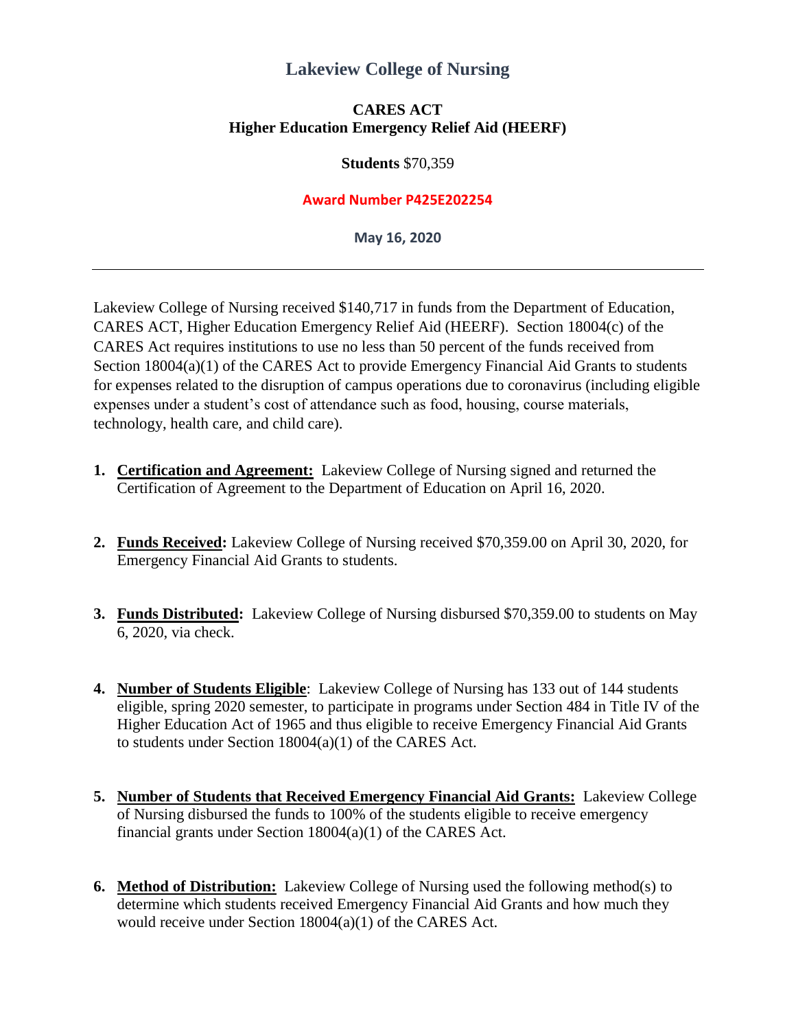# Lakeview College of Nursing

## CARES ACT
## Higher Education Emergency Relief Aid (HEERF)

**Students** $70,359

**Award Number P425E202254**

**May 16, 2020**

---

Lakeview College of Nursing received $140,717 in funds from the Department of Education, CARES ACT, Higher Education Emergency Relief Aid (HEERF). Section 18004(c) of the CARES Act requires institutions to use no less than 50 percent of the funds received from Section 18004(a)(1) of the CARES Act to provide Emergency Financial Aid Grants to students for expenses related to the disruption of campus operations due to coronavirus (including eligible expenses under a student's cost of attendance such as food, housing, course materials, technology, health care, and child care).

1. **Certification and Agreement:** Lakeview College of Nursing signed and returned the Certification of Agreement to the Department of Education on April 16, 2020.

2. **Funds Received:** Lakeview College of Nursing received $70,359.00 on April 30, 2020, for Emergency Financial Aid Grants to students.

3. **Funds Distributed:** Lakeview College of Nursing disbursed $70,359.00 to students on May 6, 2020, via check.

4. **Number of Students Eligible**: Lakeview College of Nursing has 133 out of 144 students eligible, spring 2020 semester, to participate in programs under Section 484 in Title IV of the Higher Education Act of 1965 and thus eligible to receive Emergency Financial Aid Grants to students under Section 18004(a)(1) of the CARES Act.

5. **Number of Students that Received Emergency Financial Aid Grants:** Lakeview College of Nursing disbursed the funds to 100% of the students eligible to receive emergency financial grants under Section 18004(a)(1) of the CARES Act.

6. **Method of Distribution:** Lakeview College of Nursing used the following method(s) to determine which students received Emergency Financial Aid Grants and how much they would receive under Section 18004(a)(1) of the CARES Act.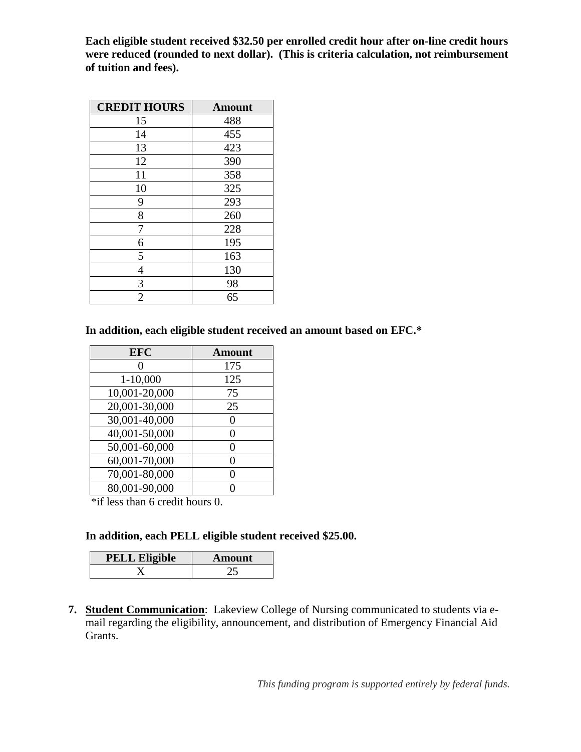**Each eligible student received $32.50 per enrolled credit hour after on-line credit hours were reduced (rounded to next dollar). (This is criteria calculation, not reimbursement of tuition and fees).**

| CREDIT HOURS | Amount |
|---|---|
| 15 | 488 |
| 14 | 455 |
| 13 | 423 |
| 12 | 390 |
| 11 | 358 |
| 10 | 325 |
| 9 | 293 |
| 8 | 260 |
| 7 | 228 |
| 6 | 195 |
| 5 | 163 |
| 4 | 130 |
| 3 | 98 |
| 2 | 65 |

**In addition, each eligible student received an amount based on EFC.***

| EFC | Amount |
|---|---|
| 0 | 175 |
| 1-10,000 | 125 |
| 10,001-20,000 | 75 |
| 20,001-30,000 | 25 |
| 30,001-40,000 | 0 |
| 40,001-50,000 | 0 |
| 50,001-60,000 | 0 |
| 60,001-70,000 | 0 |
| 70,001-80,000 | 0 |
| 80,001-90,000 | 0 |

*if less than 6 credit hours 0.

**In addition, each PELL eligible student received $25.00.**

| PELL Eligible | Amount |
|---|---|
| X | 25 |

7. **Student Communication**: Lakeview College of Nursing communicated to students via e-mail regarding the eligibility, announcement, and distribution of Emergency Financial Aid Grants.

*This funding program is supported entirely by federal funds.*